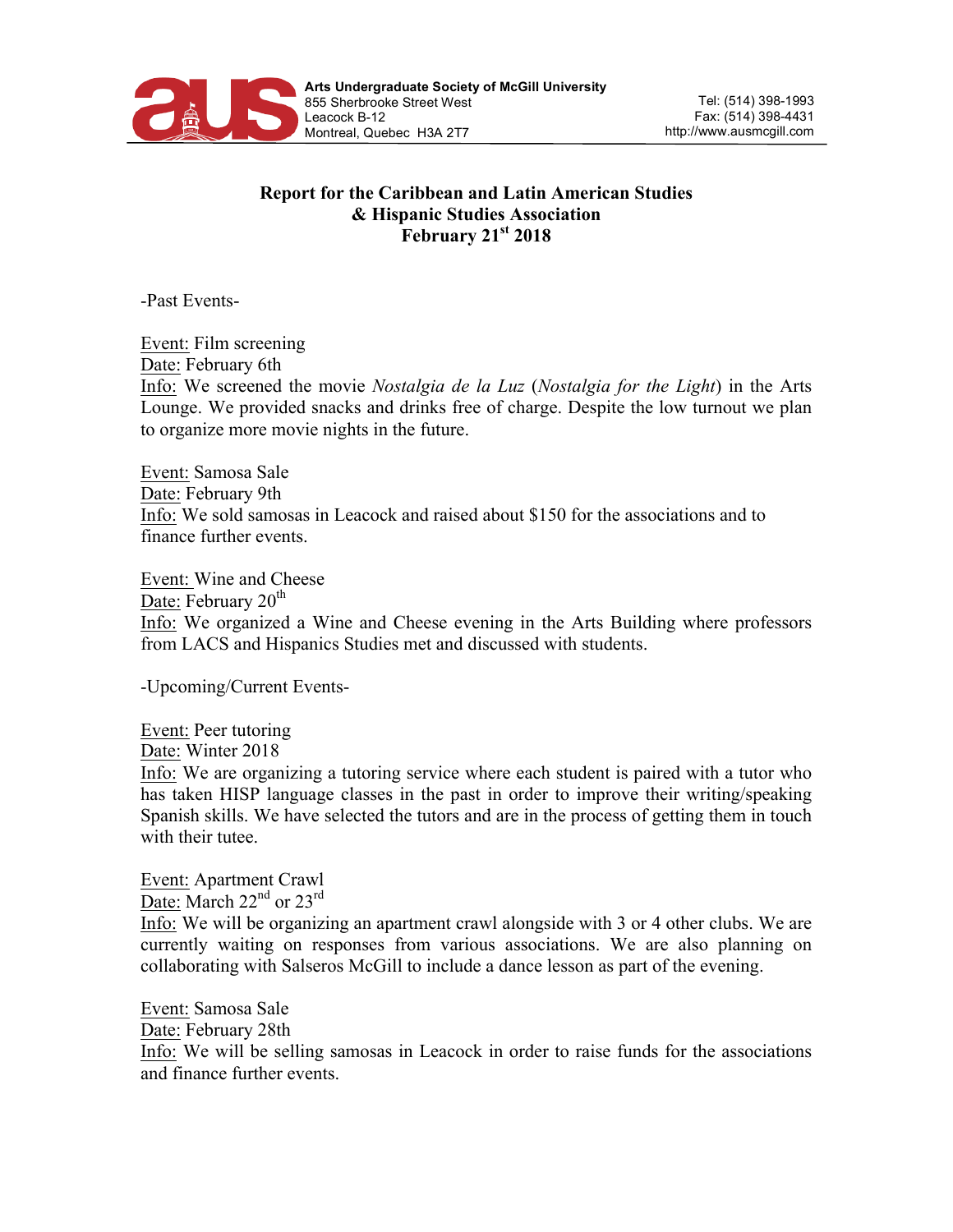Arts Undergraduate Society of McGill University
855 Sherbrooke Street West
Leacock B-12
Montreal, Quebec H3A 2T7

Tel: (514) 398-1993
Fax: (514) 398-4431
http://www.ausmcgill.com

# Report for the Caribbean and Latin American Studies & Hispanic Studies Association
## February 21st 2018

-Past Events-

Event: Film screening
Date: February 6th
Info: We screened the movie *Nostalgia de la Luz* (*Nostalgia for the Light*) in the Arts Lounge. We provided snacks and drinks free of charge. Despite the low turnout we plan to organize more movie nights in the future.

Event: Samosa Sale
Date: February 9th
Info: We sold samosas in Leacock and raised about $150 for the associations and to finance further events.

Event: Wine and Cheese
Date: February 20th
Info: We organized a Wine and Cheese evening in the Arts Building where professors from LACS and Hispanics Studies met and discussed with students.

-Upcoming/Current Events-

Event: Peer tutoring
Date: Winter 2018
Info: We are organizing a tutoring service where each student is paired with a tutor who has taken HISP language classes in the past in order to improve their writing/speaking Spanish skills. We have selected the tutors and are in the process of getting them in touch with their tutee.

Event: Apartment Crawl
Date: March 22nd or 23rd
Info: We will be organizing an apartment crawl alongside with 3 or 4 other clubs. We are currently waiting on responses from various associations. We are also planning on collaborating with Salseros McGill to include a dance lesson as part of the evening.

Event: Samosa Sale
Date: February 28th
Info: We will be selling samosas in Leacock in order to raise funds for the associations and finance further events.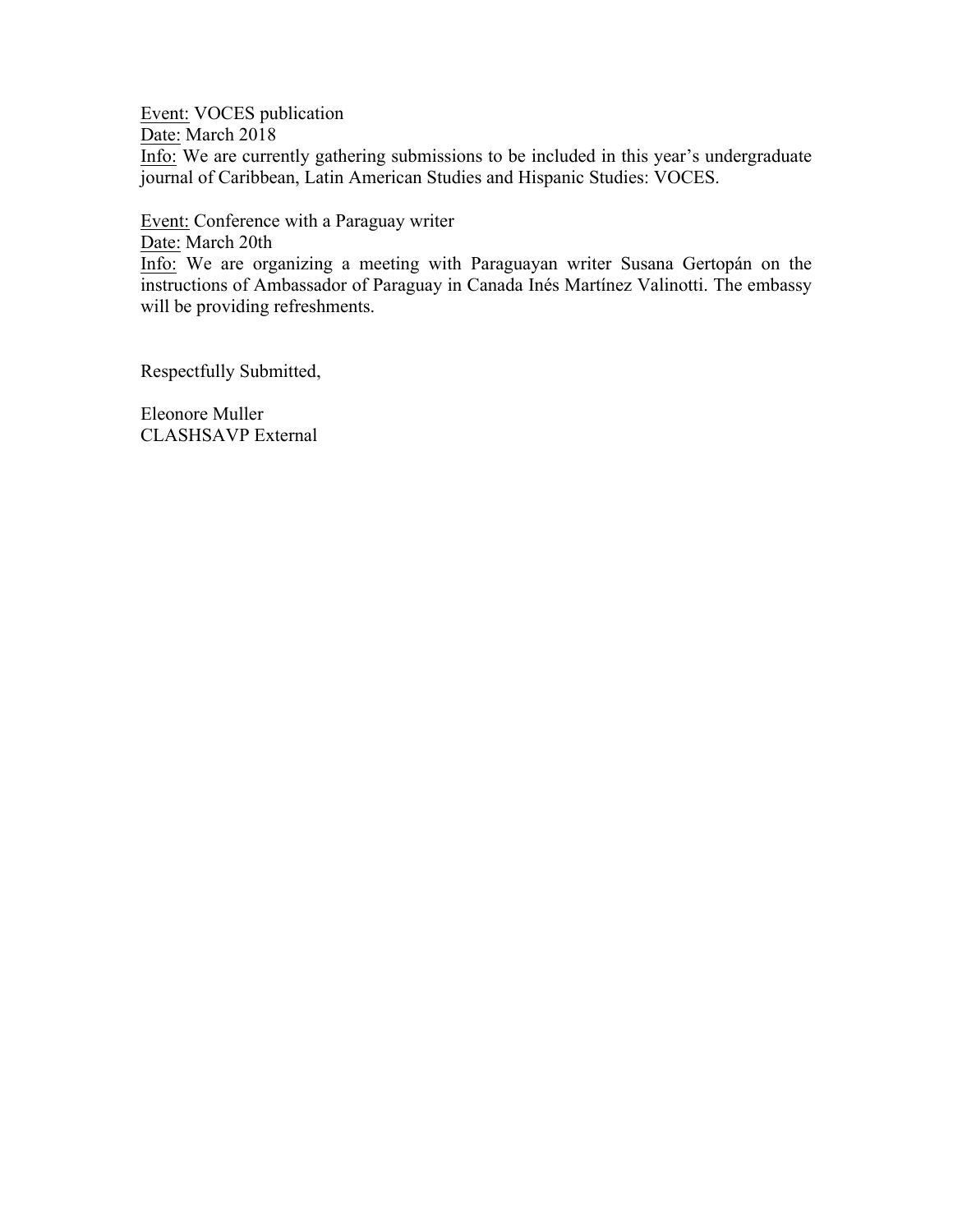<u>Event:</u> VOCES publication
<u>Date:</u> March 2018
<u>Info:</u> We are currently gathering submissions to be included in this year's undergraduate journal of Caribbean, Latin American Studies and Hispanic Studies: VOCES.

<u>Event:</u> Conference with a Paraguay writer
<u>Date:</u> March 20th
<u>Info:</u> We are organizing a meeting with Paraguayan writer Susana Gertopán on the instructions of Ambassador of Paraguay in Canada Inés Martínez Valinotti. The embassy will be providing refreshments.

Respectfully Submitted,

Eleonore Muller
CLASHSAVP External